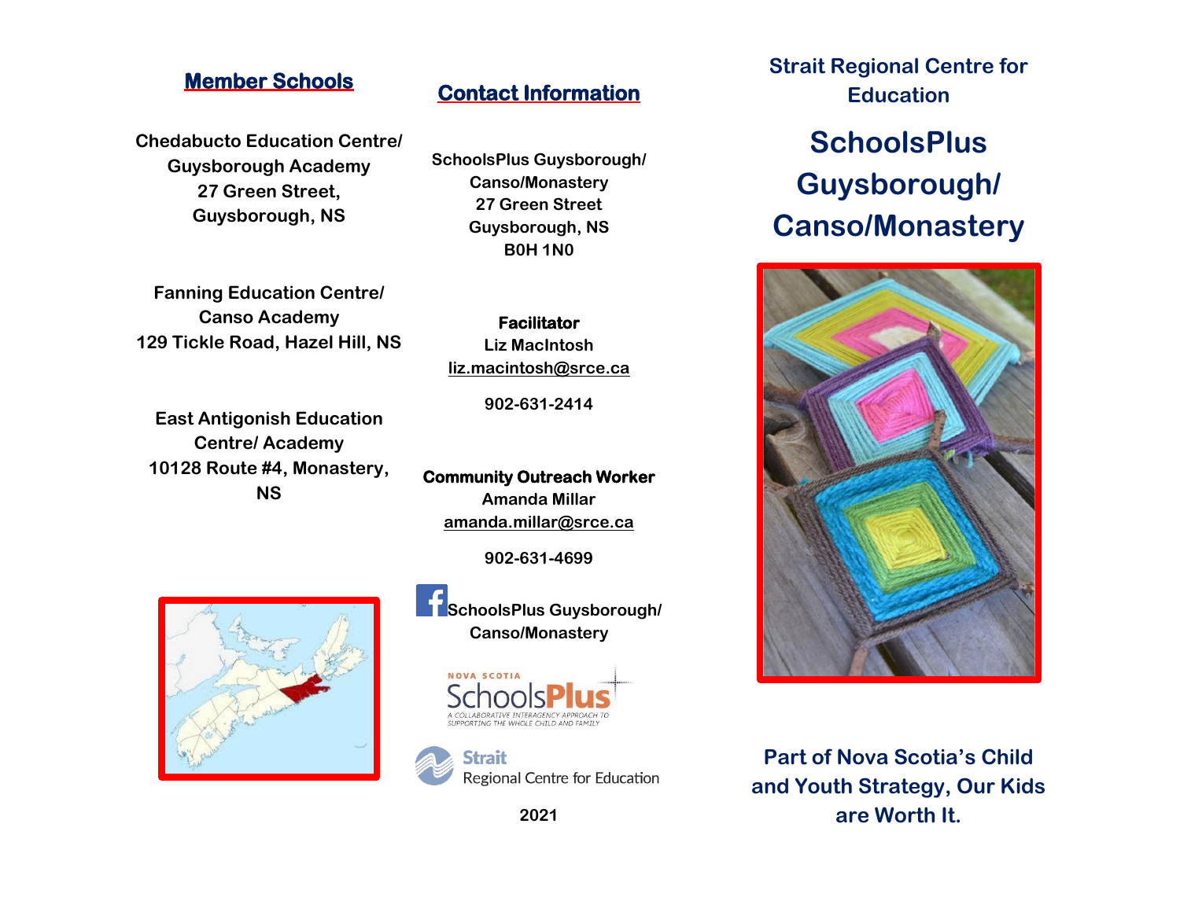## Member Schools

**Chedabucto Education Centre/ Guysborough Academy**
**27 Green Street, Guysborough, NS**

**Fanning Education Centre/ Canso Academy**
**129 Tickle Road, Hazel Hill, NS**

**East Antigonish Education Centre/ Academy**
**10128 Route #4, Monastery, NS**

## Contact Information

**SchoolsPlus Guysborough/ Canso/Monastery**
**27 Green Street**
**Guysborough, NS**
**B0H 1N0**

**Facilitator**
Liz MacIntosh
liz.macintosh@srce.ca

**902-631-2414**

**Community Outreach Worker**
Amanda Millar
amanda.millar@srce.ca

**902-631-4699**

**SchoolsPlus Guysborough/ Canso/Monastery**

NOVA SCOTIA SchoolsPlus
A COLLABORATIVE INTERAGENCY APPROACH TO SUPPORTING THE WHOLE CHILD AND FAMILY

Strait Regional Centre for Education

**2021**

## Strait Regional Centre for Education

# SchoolsPlus Guysborough/ Canso/Monastery

**Part of Nova Scotia's Child and Youth Strategy, Our Kids are Worth It.**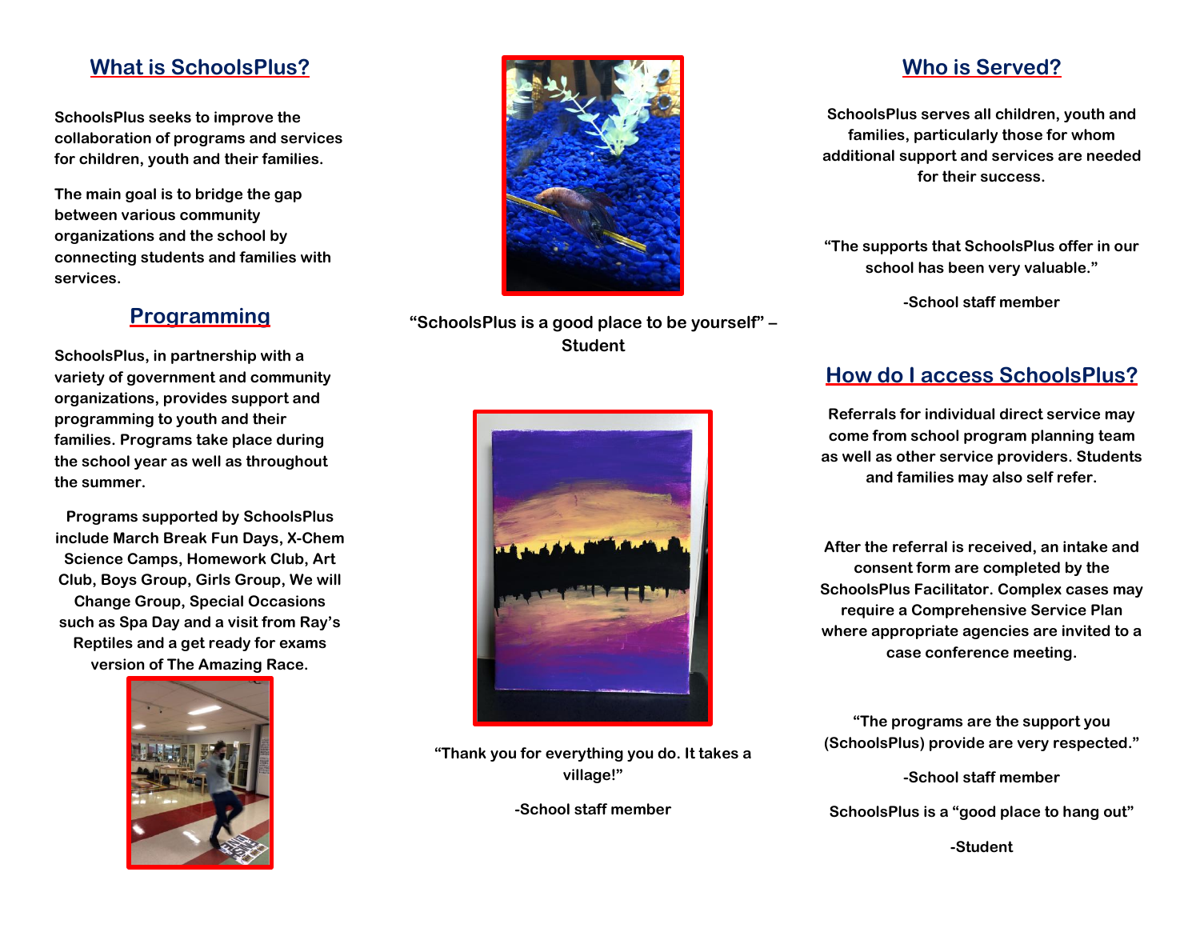## What is SchoolsPlus?

SchoolsPlus seeks to improve the collaboration of programs and services for children, youth and their families.

The main goal is to bridge the gap between various community organizations and the school by connecting students and families with services.

## Programming

SchoolsPlus, in partnership with a variety of government and community organizations, provides support and programming to youth and their families. Programs take place during the school year as well as throughout the summer.

Programs supported by SchoolsPlus include March Break Fun Days, X-Chem Science Camps, Homework Club, Art Club, Boys Group, Girls Group, We will Change Group, Special Occasions such as Spa Day and a visit from Ray's Reptiles and a get ready for exams version of The Amazing Race.

"SchoolsPlus is a good place to be yourself" – Student

"Thank you for everything you do. It takes a village!"

-School staff member

## Who is Served?

SchoolsPlus serves all children, youth and families, particularly those for whom additional support and services are needed for their success.

"The supports that SchoolsPlus offer in our school has been very valuable."

-School staff member

## How do I access SchoolsPlus?

Referrals for individual direct service may come from school program planning team as well as other service providers. Students and families may also self refer.

After the referral is received, an intake and consent form are completed by the SchoolsPlus Facilitator. Complex cases may require a Comprehensive Service Plan where appropriate agencies are invited to a case conference meeting.

"The programs are the support you (SchoolsPlus) provide are very respected."

-School staff member

SchoolsPlus is a "good place to hang out"

-Student